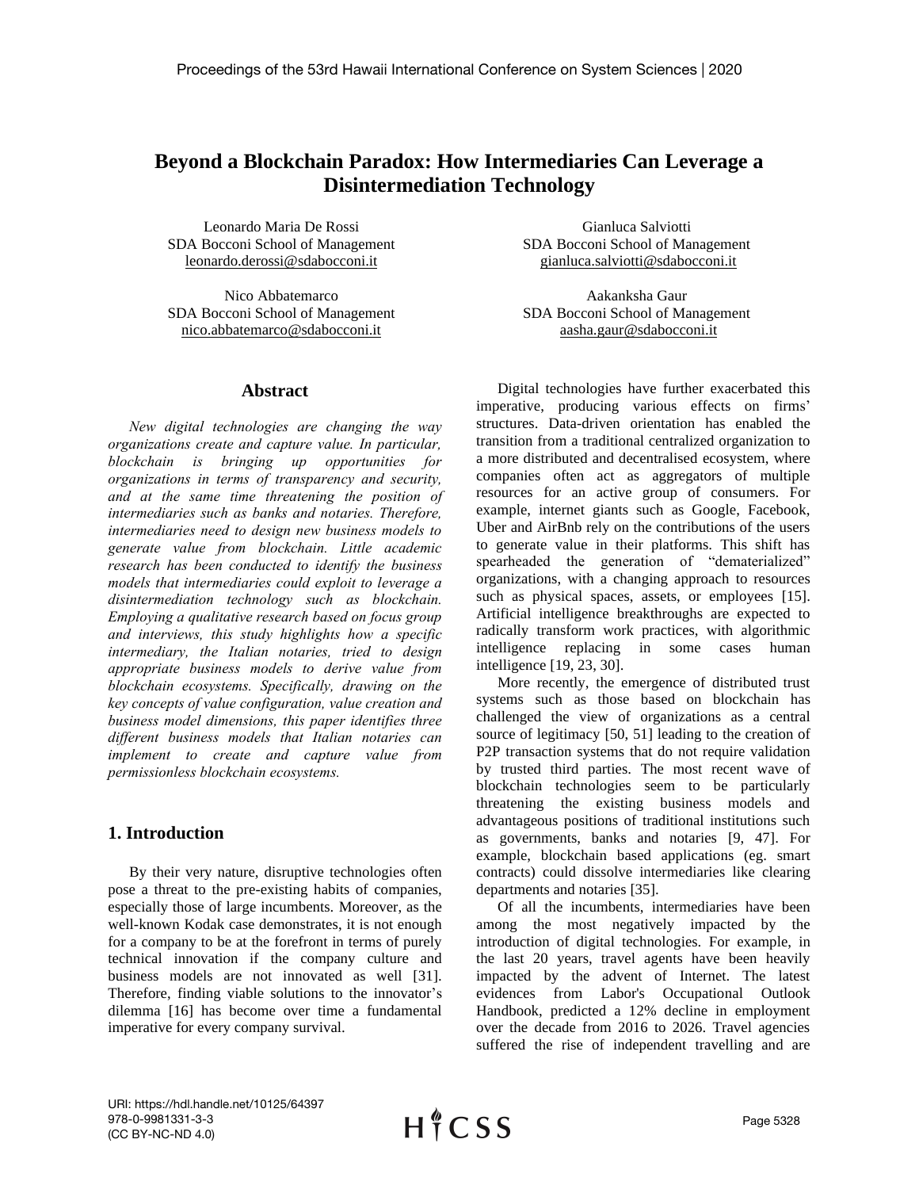# Beyond a Blockchain Paradox: How Intermediaries Can Leverage a Disintermediation Technology

Leonardo Maria De Rossi
SDA Bocconi School of Management
leonardo.derossi@sdabocconi.it

Gianluca Salviotti
SDA Bocconi School of Management
gianluca.salviotti@sdabocconi.it

Nico Abbatemarco
SDA Bocconi School of Management
nico.abbatemarco@sdabocconi.it

Aakanksha Gaur
SDA Bocconi School of Management
aasha.gaur@sdabocconi.it

## Abstract

*New digital technologies are changing the way organizations create and capture value. In particular, blockchain is bringing up opportunities for organizations in terms of transparency and security, and at the same time threatening the position of intermediaries such as banks and notaries. Therefore, intermediaries need to design new business models to generate value from blockchain. Little academic research has been conducted to identify the business models that intermediaries could exploit to leverage a disintermediation technology such as blockchain. Employing a qualitative research based on focus group and interviews, this study highlights how a specific intermediary, the Italian notaries, tried to design appropriate business models to derive value from blockchain ecosystems. Specifically, drawing on the key concepts of value configuration, value creation and business model dimensions, this paper identifies three different business models that Italian notaries can implement to create and capture value from permissionless blockchain ecosystems.*

## 1. Introduction

By their very nature, disruptive technologies often pose a threat to the pre-existing habits of companies, especially those of large incumbents. Moreover, as the well-known Kodak case demonstrates, it is not enough for a company to be at the forefront in terms of purely technical innovation if the company culture and business models are not innovated as well [31]. Therefore, finding viable solutions to the innovator's dilemma [16] has become over time a fundamental imperative for every company survival.

Digital technologies have further exacerbated this imperative, producing various effects on firms' structures. Data-driven orientation has enabled the transition from a traditional centralized organization to a more distributed and decentralised ecosystem, where companies often act as aggregators of multiple resources for an active group of consumers. For example, internet giants such as Google, Facebook, Uber and AirBnb rely on the contributions of the users to generate value in their platforms. This shift has spearheaded the generation of "dematerialized" organizations, with a changing approach to resources such as physical spaces, assets, or employees [15]. Artificial intelligence breakthroughs are expected to radically transform work practices, with algorithmic intelligence replacing in some cases human intelligence [19, 23, 30].

More recently, the emergence of distributed trust systems such as those based on blockchain has challenged the view of organizations as a central source of legitimacy [50, 51] leading to the creation of P2P transaction systems that do not require validation by trusted third parties. The most recent wave of blockchain technologies seem to be particularly threatening the existing business models and advantageous positions of traditional institutions such as governments, banks and notaries [9, 47]. For example, blockchain based applications (eg. smart contracts) could dissolve intermediaries like clearing departments and notaries [35].

Of all the incumbents, intermediaries have been among the most negatively impacted by the introduction of digital technologies. For example, in the last 20 years, travel agents have been heavily impacted by the advent of Internet. The latest evidences from Labor's Occupational Outlook Handbook, predicted a 12% decline in employment over the decade from 2016 to 2026. Travel agencies suffered the rise of independent travelling and are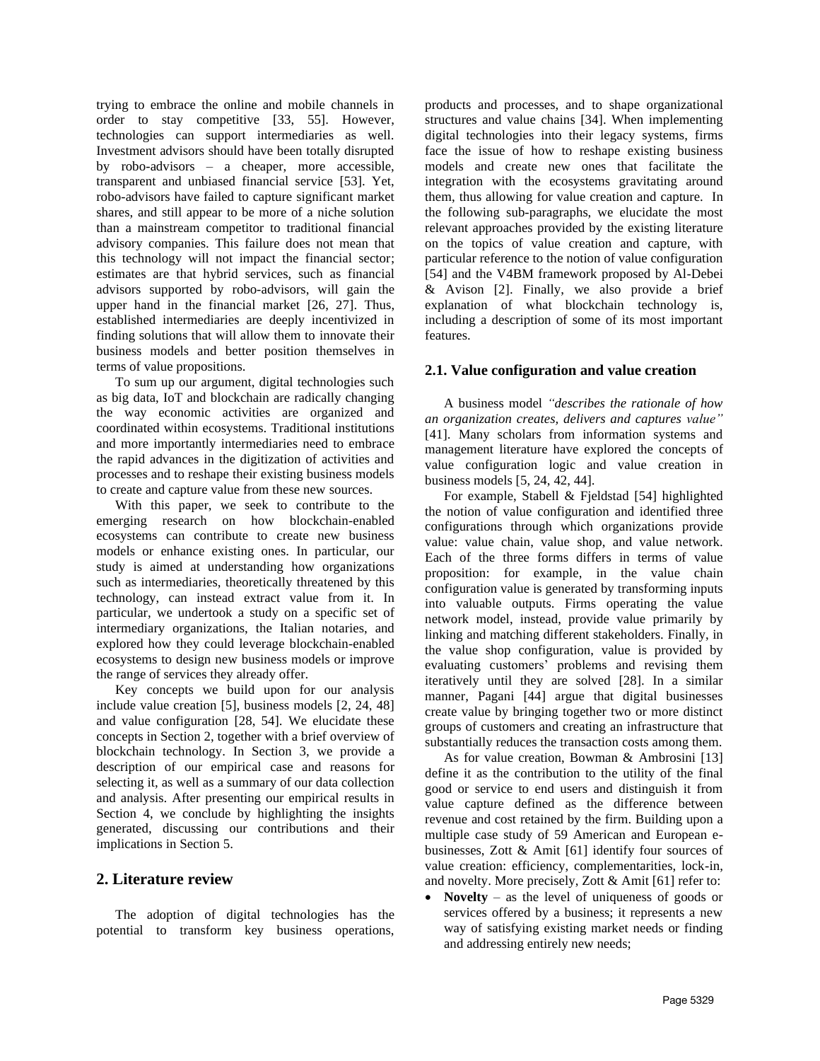trying to embrace the online and mobile channels in order to stay competitive [33, 55]. However, technologies can support intermediaries as well. Investment advisors should have been totally disrupted by robo-advisors – a cheaper, more accessible, transparent and unbiased financial service [53]. Yet, robo-advisors have failed to capture significant market shares, and still appear to be more of a niche solution than a mainstream competitor to traditional financial advisory companies. This failure does not mean that this technology will not impact the financial sector; estimates are that hybrid services, such as financial advisors supported by robo-advisors, will gain the upper hand in the financial market [26, 27]. Thus, established intermediaries are deeply incentivized in finding solutions that will allow them to innovate their business models and better position themselves in terms of value propositions.

To sum up our argument, digital technologies such as big data, IoT and blockchain are radically changing the way economic activities are organized and coordinated within ecosystems. Traditional institutions and more importantly intermediaries need to embrace the rapid advances in the digitization of activities and processes and to reshape their existing business models to create and capture value from these new sources.

With this paper, we seek to contribute to the emerging research on how blockchain-enabled ecosystems can contribute to create new business models or enhance existing ones. In particular, our study is aimed at understanding how organizations such as intermediaries, theoretically threatened by this technology, can instead extract value from it. In particular, we undertook a study on a specific set of intermediary organizations, the Italian notaries, and explored how they could leverage blockchain-enabled ecosystems to design new business models or improve the range of services they already offer.

Key concepts we build upon for our analysis include value creation [5], business models [2, 24, 48] and value configuration [28, 54]. We elucidate these concepts in Section 2, together with a brief overview of blockchain technology. In Section 3, we provide a description of our empirical case and reasons for selecting it, as well as a summary of our data collection and analysis. After presenting our empirical results in Section 4, we conclude by highlighting the insights generated, discussing our contributions and their implications in Section 5.

## 2. Literature review

The adoption of digital technologies has the potential to transform key business operations, products and processes, and to shape organizational structures and value chains [34]. When implementing digital technologies into their legacy systems, firms face the issue of how to reshape existing business models and create new ones that facilitate the integration with the ecosystems gravitating around them, thus allowing for value creation and capture. In the following sub-paragraphs, we elucidate the most relevant approaches provided by the existing literature on the topics of value creation and capture, with particular reference to the notion of value configuration [54] and the V4BM framework proposed by Al-Debei & Avison [2]. Finally, we also provide a brief explanation of what blockchain technology is, including a description of some of its most important features.

### 2.1. Value configuration and value creation

A business model *"describes the rationale of how an organization creates, delivers and captures value"* [41]. Many scholars from information systems and management literature have explored the concepts of value configuration logic and value creation in business models [5, 24, 42, 44].

For example, Stabell & Fjeldstad [54] highlighted the notion of value configuration and identified three configurations through which organizations provide value: value chain, value shop, and value network. Each of the three forms differs in terms of value proposition: for example, in the value chain configuration value is generated by transforming inputs into valuable outputs. Firms operating the value network model, instead, provide value primarily by linking and matching different stakeholders. Finally, in the value shop configuration, value is provided by evaluating customers' problems and revising them iteratively until they are solved [28]. In a similar manner, Pagani [44] argue that digital businesses create value by bringing together two or more distinct groups of customers and creating an infrastructure that substantially reduces the transaction costs among them.

As for value creation, Bowman & Ambrosini [13] define it as the contribution to the utility of the final good or service to end users and distinguish it from value capture defined as the difference between revenue and cost retained by the firm. Building upon a multiple case study of 59 American and European e-businesses, Zott & Amit [61] identify four sources of value creation: efficiency, complementarities, lock-in, and novelty. More precisely, Zott & Amit [61] refer to:

- **Novelty** – as the level of uniqueness of goods or services offered by a business; it represents a new way of satisfying existing market needs or finding and addressing entirely new needs;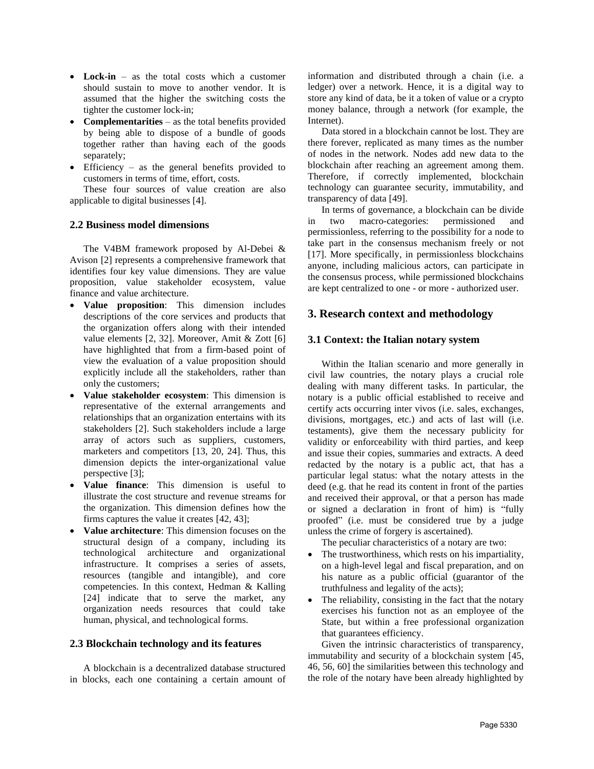- **Lock-in** – as the total costs which a customer should sustain to move to another vendor. It is assumed that the higher the switching costs the tighter the customer lock-in;
- **Complementarities** – as the total benefits provided by being able to dispose of a bundle of goods together rather than having each of the goods separately;
- Efficiency – as the general benefits provided to customers in terms of time, effort, costs.

These four sources of value creation are also applicable to digital businesses [4].

### 2.2 Business model dimensions

The V4BM framework proposed by Al-Debei & Avison [2] represents a comprehensive framework that identifies four key value dimensions. They are value proposition, value stakeholder ecosystem, value finance and value architecture.

- **Value proposition**: This dimension includes descriptions of the core services and products that the organization offers along with their intended value elements [2, 32]. Moreover, Amit & Zott [6] have highlighted that from a firm-based point of view the evaluation of a value proposition should explicitly include all the stakeholders, rather than only the customers;
- **Value stakeholder ecosystem**: This dimension is representative of the external arrangements and relationships that an organization entertains with its stakeholders [2]. Such stakeholders include a large array of actors such as suppliers, customers, marketers and competitors [13, 20, 24]. Thus, this dimension depicts the inter-organizational value perspective [3];
- **Value finance**: This dimension is useful to illustrate the cost structure and revenue streams for the organization. This dimension defines how the firms captures the value it creates [42, 43];
- **Value architecture**: This dimension focuses on the structural design of a company, including its technological architecture and organizational infrastructure. It comprises a series of assets, resources (tangible and intangible), and core competencies. In this context, Hedman & Kalling [24] indicate that to serve the market, any organization needs resources that could take human, physical, and technological forms.

### 2.3 Blockchain technology and its features

A blockchain is a decentralized database structured in blocks, each one containing a certain amount of information and distributed through a chain (i.e. a ledger) over a network. Hence, it is a digital way to store any kind of data, be it a token of value or a crypto money balance, through a network (for example, the Internet).

Data stored in a blockchain cannot be lost. They are there forever, replicated as many times as the number of nodes in the network. Nodes add new data to the blockchain after reaching an agreement among them. Therefore, if correctly implemented, blockchain technology can guarantee security, immutability, and transparency of data [49].

In terms of governance, a blockchain can be divide in two macro-categories: permissioned and permissionless, referring to the possibility for a node to take part in the consensus mechanism freely or not [17]. More specifically, in permissionless blockchains anyone, including malicious actors, can participate in the consensus process, while permissioned blockchains are kept centralized to one - or more - authorized user.

## 3. Research context and methodology

### 3.1 Context: the Italian notary system

Within the Italian scenario and more generally in civil law countries, the notary plays a crucial role dealing with many different tasks. In particular, the notary is a public official established to receive and certify acts occurring inter vivos (i.e. sales, exchanges, divisions, mortgages, etc.) and acts of last will (i.e. testaments), give them the necessary publicity for validity or enforceability with third parties, and keep and issue their copies, summaries and extracts. A deed redacted by the notary is a public act, that has a particular legal status: what the notary attests in the deed (e.g. that he read its content in front of the parties and received their approval, or that a person has made or signed a declaration in front of him) is "fully proofed" (i.e. must be considered true by a judge unless the crime of forgery is ascertained).

The peculiar characteristics of a notary are two:

- The trustworthiness, which rests on his impartiality, on a high-level legal and fiscal preparation, and on his nature as a public official (guarantor of the truthfulness and legality of the acts);
- The reliability, consisting in the fact that the notary exercises his function not as an employee of the State, but within a free professional organization that guarantees efficiency.

Given the intrinsic characteristics of transparency, immutability and security of a blockchain system [45, 46, 56, 60] the similarities between this technology and the role of the notary have been already highlighted by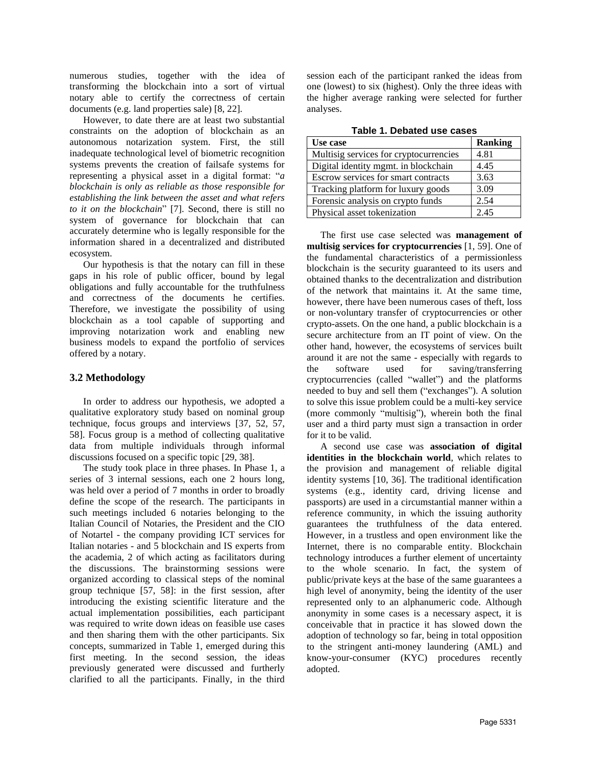numerous studies, together with the idea of transforming the blockchain into a sort of virtual notary able to certify the correctness of certain documents (e.g. land properties sale) [8, 22].

However, to date there are at least two substantial constraints on the adoption of blockchain as an autonomous notarization system. First, the still inadequate technological level of biometric recognition systems prevents the creation of failsafe systems for representing a physical asset in a digital format: "*a blockchain is only as reliable as those responsible for establishing the link between the asset and what refers to it on the blockchain*" [7]. Second, there is still no system of governance for blockchain that can accurately determine who is legally responsible for the information shared in a decentralized and distributed ecosystem.

Our hypothesis is that the notary can fill in these gaps in his role of public officer, bound by legal obligations and fully accountable for the truthfulness and correctness of the documents he certifies. Therefore, we investigate the possibility of using blockchain as a tool capable of supporting and improving notarization work and enabling new business models to expand the portfolio of services offered by a notary.

## 3.2 Methodology

In order to address our hypothesis, we adopted a qualitative exploratory study based on nominal group technique, focus groups and interviews [37, 52, 57, 58]. Focus group is a method of collecting qualitative data from multiple individuals through informal discussions focused on a specific topic [29, 38].

The study took place in three phases. In Phase 1, a series of 3 internal sessions, each one 2 hours long, was held over a period of 7 months in order to broadly define the scope of the research. The participants in such meetings included 6 notaries belonging to the Italian Council of Notaries, the President and the CIO of Notartel - the company providing ICT services for Italian notaries - and 5 blockchain and IS experts from the academia, 2 of which acting as facilitators during the discussions. The brainstorming sessions were organized according to classical steps of the nominal group technique [57, 58]: in the first session, after introducing the existing scientific literature and the actual implementation possibilities, each participant was required to write down ideas on feasible use cases and then sharing them with the other participants. Six concepts, summarized in Table 1, emerged during this first meeting. In the second session, the ideas previously generated were discussed and furtherly clarified to all the participants. Finally, in the third session each of the participant ranked the ideas from one (lowest) to six (highest). Only the three ideas with the higher average ranking were selected for further analyses.

**Table 1. Debated use cases**

| Use case | Ranking |
|---|---|
| Multisig services for cryptocurrencies | 4.81 |
| Digital identity mgmt. in blockchain | 4.45 |
| Escrow services for smart contracts | 3.63 |
| Tracking platform for luxury goods | 3.09 |
| Forensic analysis on crypto funds | 2.54 |
| Physical asset tokenization | 2.45 |

The first use case selected was **management of multisig services for cryptocurrencies** [1, 59]. One of the fundamental characteristics of a permissionless blockchain is the security guaranteed to its users and obtained thanks to the decentralization and distribution of the network that maintains it. At the same time, however, there have been numerous cases of theft, loss or non-voluntary transfer of cryptocurrencies or other crypto-assets. On the one hand, a public blockchain is a secure architecture from an IT point of view. On the other hand, however, the ecosystems of services built around it are not the same - especially with regards to the software used for saving/transferring cryptocurrencies (called "wallet") and the platforms needed to buy and sell them ("exchanges"). A solution to solve this issue problem could be a multi-key service (more commonly "multisig"), wherein both the final user and a third party must sign a transaction in order for it to be valid.

A second use case was **association of digital identities in the blockchain world**, which relates to the provision and management of reliable digital identity systems [10, 36]. The traditional identification systems (e.g., identity card, driving license and passports) are used in a circumstantial manner within a reference community, in which the issuing authority guarantees the truthfulness of the data entered. However, in a trustless and open environment like the Internet, there is no comparable entity. Blockchain technology introduces a further element of uncertainty to the whole scenario. In fact, the system of public/private keys at the base of the same guarantees a high level of anonymity, being the identity of the user represented only to an alphanumeric code. Although anonymity in some cases is a necessary aspect, it is conceivable that in practice it has slowed down the adoption of technology so far, being in total opposition to the stringent anti-money laundering (AML) and know-your-consumer (KYC) procedures recently adopted.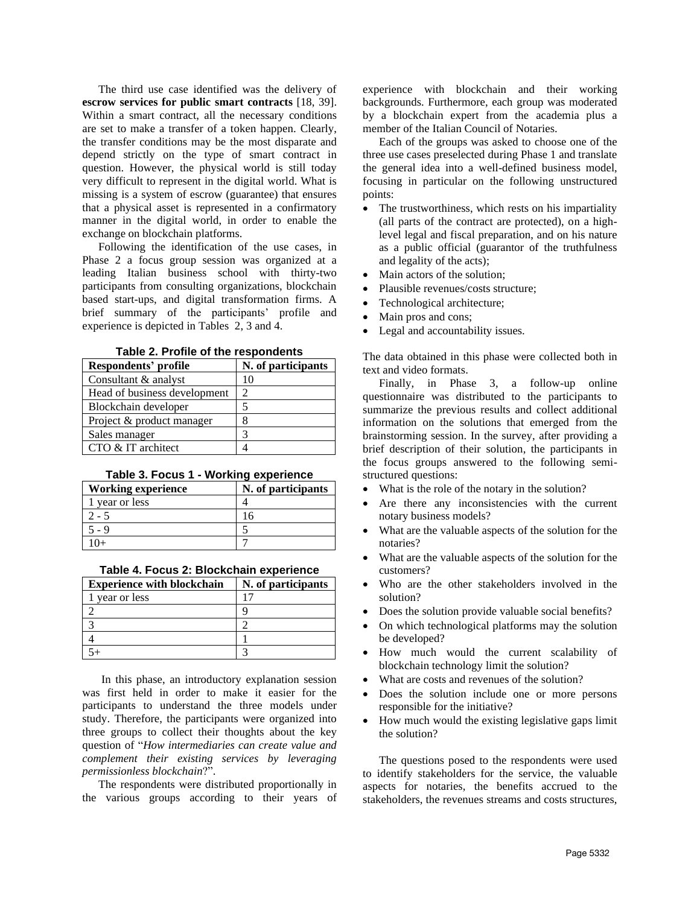The third use case identified was the delivery of **escrow services for public smart contracts** [18, 39]. Within a smart contract, all the necessary conditions are set to make a transfer of a token happen. Clearly, the transfer conditions may be the most disparate and depend strictly on the type of smart contract in question. However, the physical world is still today very difficult to represent in the digital world. What is missing is a system of escrow (guarantee) that ensures that a physical asset is represented in a confirmatory manner in the digital world, in order to enable the exchange on blockchain platforms.

Following the identification of the use cases, in Phase 2 a focus group session was organized at a leading Italian business school with thirty-two participants from consulting organizations, blockchain based start-ups, and digital transformation firms. A brief summary of the participants' profile and experience is depicted in Tables 2, 3 and 4.

**Table 2. Profile of the respondents**

| Respondents' profile | N. of participants |
|---|---|
| Consultant & analyst | 10 |
| Head of business development | 2 |
| Blockchain developer | 5 |
| Project & product manager | 8 |
| Sales manager | 3 |
| CTO & IT architect | 4 |

**Table 3. Focus 1 - Working experience**

| Working experience | N. of participants |
|---|---|
| 1 year or less | 4 |
| 2 - 5 | 16 |
| 5 - 9 | 5 |
| 10+ | 7 |

**Table 4. Focus 2: Blockchain experience**

| Experience with blockchain | N. of participants |
|---|---|
| 1 year or less | 17 |
| 2 | 9 |
| 3 | 2 |
| 4 | 1 |
| 5+ | 3 |

In this phase, an introductory explanation session was first held in order to make it easier for the participants to understand the three models under study. Therefore, the participants were organized into three groups to collect their thoughts about the key question of "*How intermediaries can create value and complement their existing services by leveraging permissionless blockchain*?".

The respondents were distributed proportionally in the various groups according to their years of experience with blockchain and their working backgrounds. Furthermore, each group was moderated by a blockchain expert from the academia plus a member of the Italian Council of Notaries.

Each of the groups was asked to choose one of the three use cases preselected during Phase 1 and translate the general idea into a well-defined business model, focusing in particular on the following unstructured points:

- The trustworthiness, which rests on his impartiality (all parts of the contract are protected), on a high-level legal and fiscal preparation, and on his nature as a public official (guarantor of the truthfulness and legality of the acts);
- Main actors of the solution;
- Plausible revenues/costs structure;
- Technological architecture;
- Main pros and cons;
- Legal and accountability issues.

The data obtained in this phase were collected both in text and video formats.

Finally, in Phase 3, a follow-up online questionnaire was distributed to the participants to summarize the previous results and collect additional information on the solutions that emerged from the brainstorming session. In the survey, after providing a brief description of their solution, the participants in the focus groups answered to the following semi-structured questions:

- What is the role of the notary in the solution?
- Are there any inconsistencies with the current notary business models?
- What are the valuable aspects of the solution for the notaries?
- What are the valuable aspects of the solution for the customers?
- Who are the other stakeholders involved in the solution?
- Does the solution provide valuable social benefits?
- On which technological platforms may the solution be developed?
- How much would the current scalability of blockchain technology limit the solution?
- What are costs and revenues of the solution?
- Does the solution include one or more persons responsible for the initiative?
- How much would the existing legislative gaps limit the solution?

The questions posed to the respondents were used to identify stakeholders for the service, the valuable aspects for notaries, the benefits accrued to the stakeholders, the revenues streams and costs structures,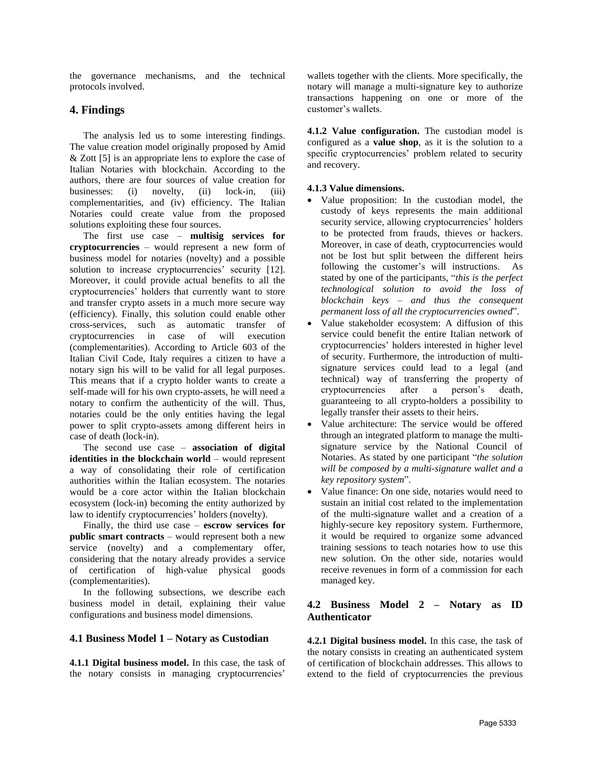the governance mechanisms, and the technical protocols involved.

## 4. Findings

The analysis led us to some interesting findings. The value creation model originally proposed by Amid & Zott [5] is an appropriate lens to explore the case of Italian Notaries with blockchain. According to the authors, there are four sources of value creation for businesses: (i) novelty, (ii) lock-in, (iii) complementarities, and (iv) efficiency. The Italian Notaries could create value from the proposed solutions exploiting these four sources.

The first use case – **multisig services for cryptocurrencies** – would represent a new form of business model for notaries (novelty) and a possible solution to increase cryptocurrencies' security [12]. Moreover, it could provide actual benefits to all the cryptocurrencies' holders that currently want to store and transfer crypto assets in a much more secure way (efficiency). Finally, this solution could enable other cross-services, such as automatic transfer of cryptocurrencies in case of will execution (complementarities). According to Article 603 of the Italian Civil Code, Italy requires a citizen to have a notary sign his will to be valid for all legal purposes. This means that if a crypto holder wants to create a self-made will for his own crypto-assets, he will need a notary to confirm the authenticity of the will. Thus, notaries could be the only entities having the legal power to split crypto-assets among different heirs in case of death (lock-in).

The second use case – **association of digital identities in the blockchain world** – would represent a way of consolidating their role of certification authorities within the Italian ecosystem. The notaries would be a core actor within the Italian blockchain ecosystem (lock-in) becoming the entity authorized by law to identify cryptocurrencies' holders (novelty).

Finally, the third use case – **escrow services for public smart contracts** – would represent both a new service (novelty) and a complementary offer, considering that the notary already provides a service of certification of high-value physical goods (complementarities).

In the following subsections, we describe each business model in detail, explaining their value configurations and business model dimensions.

### 4.1 Business Model 1 – Notary as Custodian

**4.1.1 Digital business model.** In this case, the task of the notary consists in managing cryptocurrencies' wallets together with the clients. More specifically, the notary will manage a multi-signature key to authorize transactions happening on one or more of the customer's wallets.

**4.1.2 Value configuration.** The custodian model is configured as a **value shop**, as it is the solution to a specific cryptocurrencies' problem related to security and recovery.

**4.1.3 Value dimensions.**

- Value proposition: In the custodian model, the custody of keys represents the main additional security service, allowing cryptocurrencies' holders to be protected from frauds, thieves or hackers. Moreover, in case of death, cryptocurrencies would not be lost but split between the different heirs following the customer's will instructions. As stated by one of the participants, "*this is the perfect technological solution to avoid the loss of blockchain keys – and thus the consequent permanent loss of all the cryptocurrencies owned*".
- Value stakeholder ecosystem: A diffusion of this service could benefit the entire Italian network of cryptocurrencies' holders interested in higher level of security. Furthermore, the introduction of multi-signature services could lead to a legal (and technical) way of transferring the property of cryptocurrencies after a person's death, guaranteeing to all crypto-holders a possibility to legally transfer their assets to their heirs.
- Value architecture: The service would be offered through an integrated platform to manage the multi-signature service by the National Council of Notaries. As stated by one participant "*the solution will be composed by a multi-signature wallet and a key repository system*".
- Value finance: On one side, notaries would need to sustain an initial cost related to the implementation of the multi-signature wallet and a creation of a highly-secure key repository system. Furthermore, it would be required to organize some advanced training sessions to teach notaries how to use this new solution. On the other side, notaries would receive revenues in form of a commission for each managed key.

### 4.2 Business Model 2 – Notary as ID Authenticator

**4.2.1 Digital business model.** In this case, the task of the notary consists in creating an authenticated system of certification of blockchain addresses. This allows to extend to the field of cryptocurrencies the previous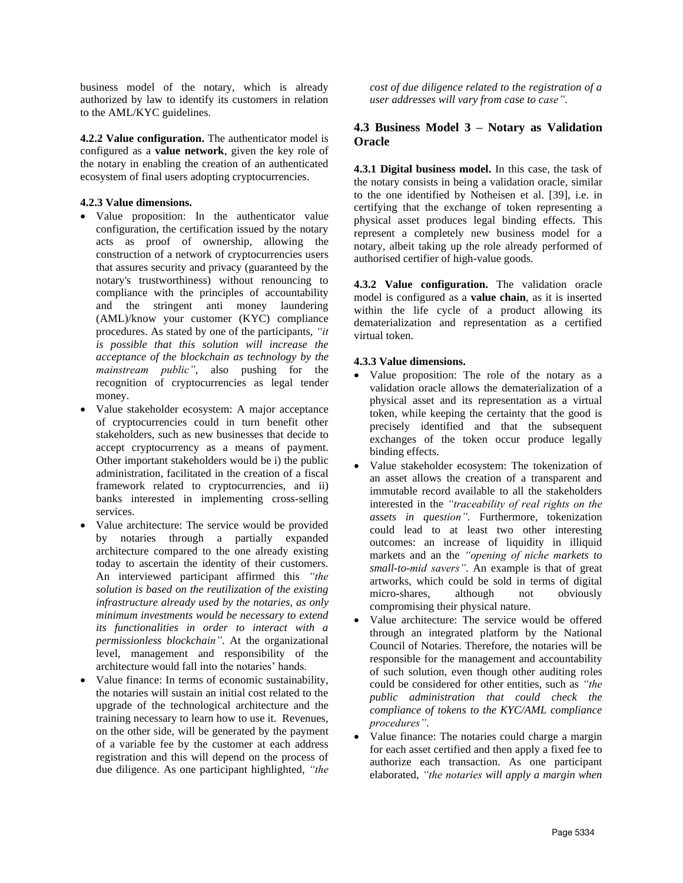business model of the notary, which is already authorized by law to identify its customers in relation to the AML/KYC guidelines.

**4.2.2 Value configuration.** The authenticator model is configured as a **value network**, given the key role of the notary in enabling the creation of an authenticated ecosystem of final users adopting cryptocurrencies.

**4.2.3 Value dimensions.**

- Value proposition: In the authenticator value configuration, the certification issued by the notary acts as proof of ownership, allowing the construction of a network of cryptocurrencies users that assures security and privacy (guaranteed by the notary's trustworthiness) without renouncing to compliance with the principles of accountability and the stringent anti money laundering (AML)/know your customer (KYC) compliance procedures. As stated by one of the participants, *"it is possible that this solution will increase the acceptance of the blockchain as technology by the mainstream public"*, also pushing for the recognition of cryptocurrencies as legal tender money.
- Value stakeholder ecosystem: A major acceptance of cryptocurrencies could in turn benefit other stakeholders, such as new businesses that decide to accept cryptocurrency as a means of payment. Other important stakeholders would be i) the public administration, facilitated in the creation of a fiscal framework related to cryptocurrencies, and ii) banks interested in implementing cross-selling services.
- Value architecture: The service would be provided by notaries through a partially expanded architecture compared to the one already existing today to ascertain the identity of their customers. An interviewed participant affirmed this *"the solution is based on the reutilization of the existing infrastructure already used by the notaries, as only minimum investments would be necessary to extend its functionalities in order to interact with a permissionless blockchain"*. At the organizational level, management and responsibility of the architecture would fall into the notaries' hands.
- Value finance: In terms of economic sustainability, the notaries will sustain an initial cost related to the upgrade of the technological architecture and the training necessary to learn how to use it. Revenues, on the other side, will be generated by the payment of a variable fee by the customer at each address registration and this will depend on the process of due diligence. As one participant highlighted, *"the cost of due diligence related to the registration of a user addresses will vary from case to case"*.

### 4.3 Business Model 3 – Notary as Validation Oracle

**4.3.1 Digital business model.** In this case, the task of the notary consists in being a validation oracle, similar to the one identified by Notheisen et al. [39], i.e. in certifying that the exchange of token representing a physical asset produces legal binding effects. This represent a completely new business model for a notary, albeit taking up the role already performed of authorised certifier of high-value goods.

**4.3.2 Value configuration.** The validation oracle model is configured as a **value chain**, as it is inserted within the life cycle of a product allowing its dematerialization and representation as a certified virtual token.

**4.3.3 Value dimensions.**

- Value proposition: The role of the notary as a validation oracle allows the dematerialization of a physical asset and its representation as a virtual token, while keeping the certainty that the good is precisely identified and that the subsequent exchanges of the token occur produce legally binding effects.
- Value stakeholder ecosystem: The tokenization of an asset allows the creation of a transparent and immutable record available to all the stakeholders interested in the *"traceability of real rights on the assets in question"*. Furthermore, tokenization could lead to at least two other interesting outcomes: an increase of liquidity in illiquid markets and an the *"opening of niche markets to small-to-mid savers"*. An example is that of great artworks, which could be sold in terms of digital micro-shares, although not obviously compromising their physical nature.
- Value architecture: The service would be offered through an integrated platform by the National Council of Notaries. Therefore, the notaries will be responsible for the management and accountability of such solution, even though other auditing roles could be considered for other entities, such as *"the public administration that could check the compliance of tokens to the KYC/AML compliance procedures"*.
- Value finance: The notaries could charge a margin for each asset certified and then apply a fixed fee to authorize each transaction. As one participant elaborated, *"the notaries will apply a margin when*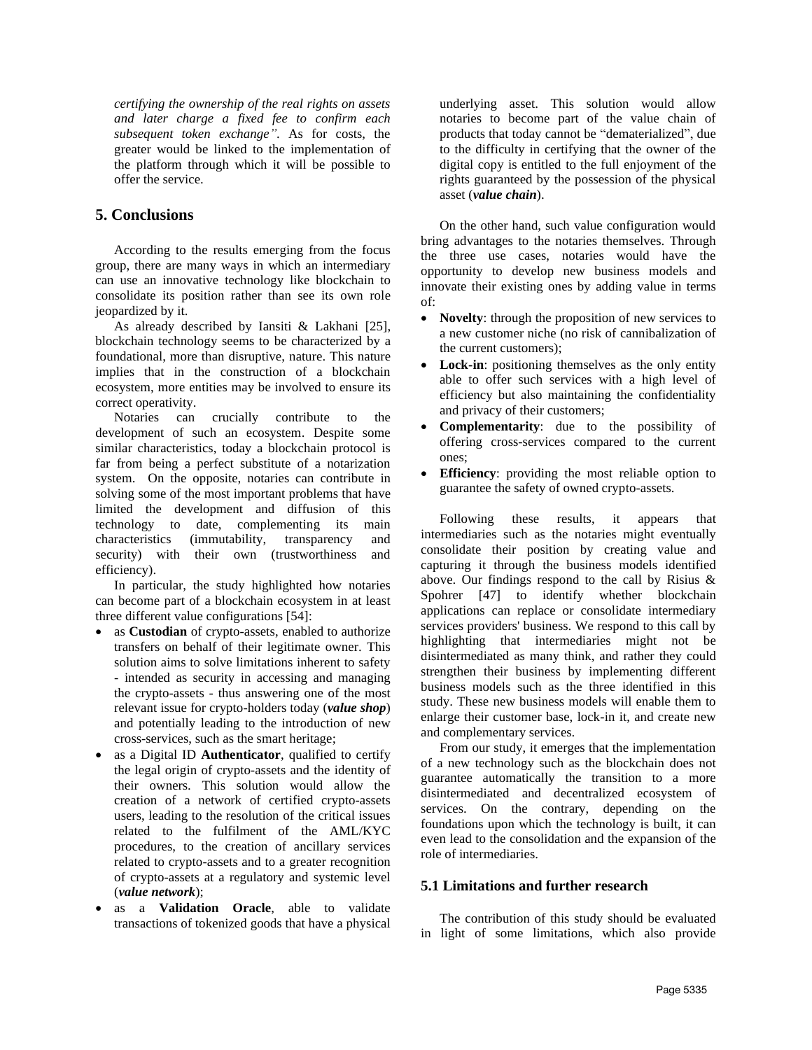*certifying the ownership of the real rights on assets and later charge a fixed fee to confirm each subsequent token exchange".* As for costs, the greater would be linked to the implementation of the platform through which it will be possible to offer the service.

## 5. Conclusions

According to the results emerging from the focus group, there are many ways in which an intermediary can use an innovative technology like blockchain to consolidate its position rather than see its own role jeopardized by it.

As already described by Iansiti & Lakhani [25], blockchain technology seems to be characterized by a foundational, more than disruptive, nature. This nature implies that in the construction of a blockchain ecosystem, more entities may be involved to ensure its correct operativity.

Notaries can crucially contribute to the development of such an ecosystem. Despite some similar characteristics, today a blockchain protocol is far from being a perfect substitute of a notarization system. On the opposite, notaries can contribute in solving some of the most important problems that have limited the development and diffusion of this technology to date, complementing its main characteristics (immutability, transparency and security) with their own (trustworthiness and efficiency).

In particular, the study highlighted how notaries can become part of a blockchain ecosystem in at least three different value configurations [54]:

- as **Custodian** of crypto-assets, enabled to authorize transfers on behalf of their legitimate owner. This solution aims to solve limitations inherent to safety - intended as security in accessing and managing the crypto-assets - thus answering one of the most relevant issue for crypto-holders today (***value shop***) and potentially leading to the introduction of new cross-services, such as the smart heritage;
- as a Digital ID **Authenticator**, qualified to certify the legal origin of crypto-assets and the identity of their owners. This solution would allow the creation of a network of certified crypto-assets users, leading to the resolution of the critical issues related to the fulfilment of the AML/KYC procedures, to the creation of ancillary services related to crypto-assets and to a greater recognition of crypto-assets at a regulatory and systemic level (***value network***);
- as a **Validation Oracle**, able to validate transactions of tokenized goods that have a physical underlying asset. This solution would allow notaries to become part of the value chain of products that today cannot be "dematerialized", due to the difficulty in certifying that the owner of the digital copy is entitled to the full enjoyment of the rights guaranteed by the possession of the physical asset (***value chain***).

On the other hand, such value configuration would bring advantages to the notaries themselves. Through the three use cases, notaries would have the opportunity to develop new business models and innovate their existing ones by adding value in terms of:

- **Novelty**: through the proposition of new services to a new customer niche (no risk of cannibalization of the current customers);
- **Lock-in**: positioning themselves as the only entity able to offer such services with a high level of efficiency but also maintaining the confidentiality and privacy of their customers;
- **Complementarity**: due to the possibility of offering cross-services compared to the current ones;
- **Efficiency**: providing the most reliable option to guarantee the safety of owned crypto-assets.

Following these results, it appears that intermediaries such as the notaries might eventually consolidate their position by creating value and capturing it through the business models identified above. Our findings respond to the call by Risius & Spohrer [47] to identify whether blockchain applications can replace or consolidate intermediary services providers' business. We respond to this call by highlighting that intermediaries might not be disintermediated as many think, and rather they could strengthen their business by implementing different business models such as the three identified in this study. These new business models will enable them to enlarge their customer base, lock-in it, and create new and complementary services.

From our study, it emerges that the implementation of a new technology such as the blockchain does not guarantee automatically the transition to a more disintermediated and decentralized ecosystem of services. On the contrary, depending on the foundations upon which the technology is built, it can even lead to the consolidation and the expansion of the role of intermediaries.

### 5.1 Limitations and further research

The contribution of this study should be evaluated in light of some limitations, which also provide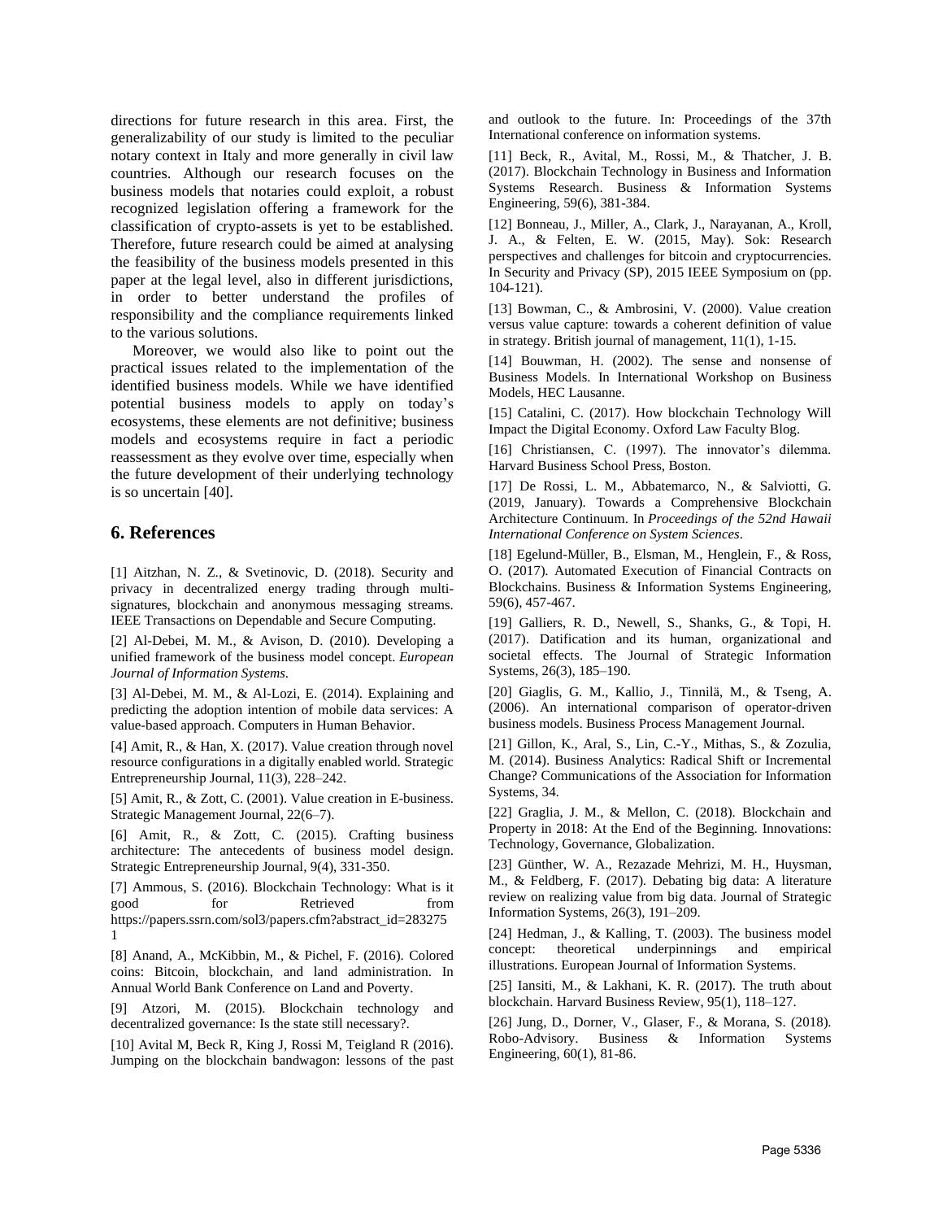directions for future research in this area. First, the generalizability of our study is limited to the peculiar notary context in Italy and more generally in civil law countries. Although our research focuses on the business models that notaries could exploit, a robust recognized legislation offering a framework for the classification of crypto-assets is yet to be established. Therefore, future research could be aimed at analysing the feasibility of the business models presented in this paper at the legal level, also in different jurisdictions, in order to better understand the profiles of responsibility and the compliance requirements linked to the various solutions.

Moreover, we would also like to point out the practical issues related to the implementation of the identified business models. While we have identified potential business models to apply on today's ecosystems, these elements are not definitive; business models and ecosystems require in fact a periodic reassessment as they evolve over time, especially when the future development of their underlying technology is so uncertain [40].

## 6. References

[1] Aitzhan, N. Z., & Svetinovic, D. (2018). Security and privacy in decentralized energy trading through multi-signatures, blockchain and anonymous messaging streams. IEEE Transactions on Dependable and Secure Computing.

[2] Al-Debei, M. M., & Avison, D. (2010). Developing a unified framework of the business model concept. *European Journal of Information Systems*.

[3] Al-Debei, M. M., & Al-Lozi, E. (2014). Explaining and predicting the adoption intention of mobile data services: A value-based approach. Computers in Human Behavior.

[4] Amit, R., & Han, X. (2017). Value creation through novel resource configurations in a digitally enabled world. Strategic Entrepreneurship Journal, 11(3), 228–242.

[5] Amit, R., & Zott, C. (2001). Value creation in E-business. Strategic Management Journal, 22(6–7).

[6] Amit, R., & Zott, C. (2015). Crafting business architecture: The antecedents of business model design. Strategic Entrepreneurship Journal, 9(4), 331-350.

[7] Ammous, S. (2016). Blockchain Technology: What is it good for Retrieved from https://papers.ssrn.com/sol3/papers.cfm?abstract_id=2832751

[8] Anand, A., McKibbin, M., & Pichel, F. (2016). Colored coins: Bitcoin, blockchain, and land administration. In Annual World Bank Conference on Land and Poverty.

[9] Atzori, M. (2015). Blockchain technology and decentralized governance: Is the state still necessary?.

[10] Avital M, Beck R, King J, Rossi M, Teigland R (2016). Jumping on the blockchain bandwagon: lessons of the past and outlook to the future. In: Proceedings of the 37th International conference on information systems.

[11] Beck, R., Avital, M., Rossi, M., & Thatcher, J. B. (2017). Blockchain Technology in Business and Information Systems Research. Business & Information Systems Engineering, 59(6), 381-384.

[12] Bonneau, J., Miller, A., Clark, J., Narayanan, A., Kroll, J. A., & Felten, E. W. (2015, May). Sok: Research perspectives and challenges for bitcoin and cryptocurrencies. In Security and Privacy (SP), 2015 IEEE Symposium on (pp. 104-121).

[13] Bowman, C., & Ambrosini, V. (2000). Value creation versus value capture: towards a coherent definition of value in strategy. British journal of management, 11(1), 1-15.

[14] Bouwman, H. (2002). The sense and nonsense of Business Models. In International Workshop on Business Models, HEC Lausanne.

[15] Catalini, C. (2017). How blockchain Technology Will Impact the Digital Economy. Oxford Law Faculty Blog.

[16] Christiansen, C. (1997). The innovator's dilemma. Harvard Business School Press, Boston.

[17] De Rossi, L. M., Abbatemarco, N., & Salviotti, G. (2019, January). Towards a Comprehensive Blockchain Architecture Continuum. In *Proceedings of the 52nd Hawaii International Conference on System Sciences*.

[18] Egelund-Müller, B., Elsman, M., Henglein, F., & Ross, O. (2017). Automated Execution of Financial Contracts on Blockchains. Business & Information Systems Engineering, 59(6), 457-467.

[19] Galliers, R. D., Newell, S., Shanks, G., & Topi, H. (2017). Datification and its human, organizational and societal effects. The Journal of Strategic Information Systems, 26(3), 185–190.

[20] Giaglis, G. M., Kallio, J., Tinnilä, M., & Tseng, A. (2006). An international comparison of operator-driven business models. Business Process Management Journal.

[21] Gillon, K., Aral, S., Lin, C.-Y., Mithas, S., & Zozulia, M. (2014). Business Analytics: Radical Shift or Incremental Change? Communications of the Association for Information Systems, 34.

[22] Graglia, J. M., & Mellon, C. (2018). Blockchain and Property in 2018: At the End of the Beginning. Innovations: Technology, Governance, Globalization.

[23] Günther, W. A., Rezazade Mehrizi, M. H., Huysman, M., & Feldberg, F. (2017). Debating big data: A literature review on realizing value from big data. Journal of Strategic Information Systems, 26(3), 191–209.

[24] Hedman, J., & Kalling, T. (2003). The business model concept: theoretical underpinnings and empirical illustrations. European Journal of Information Systems.

[25] Iansiti, M., & Lakhani, K. R. (2017). The truth about blockchain. Harvard Business Review, 95(1), 118–127.

[26] Jung, D., Dorner, V., Glaser, F., & Morana, S. (2018). Robo-Advisory. Business & Information Systems Engineering, 60(1), 81-86.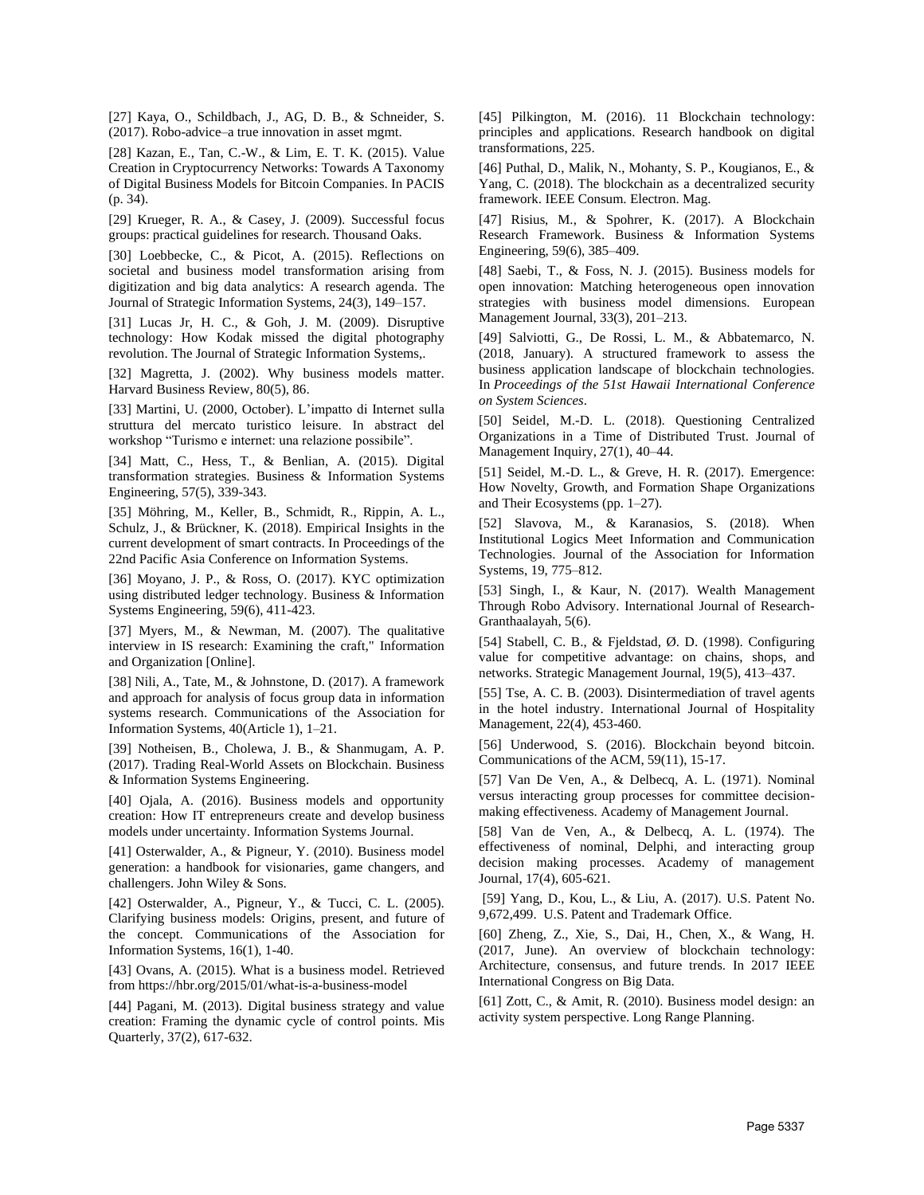[27] Kaya, O., Schildbach, J., AG, D. B., & Schneider, S. (2017). Robo-advice–a true innovation in asset mgmt.

[28] Kazan, E., Tan, C.-W., & Lim, E. T. K. (2015). Value Creation in Cryptocurrency Networks: Towards A Taxonomy of Digital Business Models for Bitcoin Companies. In PACIS (p. 34).

[29] Krueger, R. A., & Casey, J. (2009). Successful focus groups: practical guidelines for research. Thousand Oaks.

[30] Loebbecke, C., & Picot, A. (2015). Reflections on societal and business model transformation arising from digitization and big data analytics: A research agenda. The Journal of Strategic Information Systems, 24(3), 149–157.

[31] Lucas Jr, H. C., & Goh, J. M. (2009). Disruptive technology: How Kodak missed the digital photography revolution. The Journal of Strategic Information Systems,.

[32] Magretta, J. (2002). Why business models matter. Harvard Business Review, 80(5), 86.

[33] Martini, U. (2000, October). L'impatto di Internet sulla struttura del mercato turistico leisure. In abstract del workshop "Turismo e internet: una relazione possibile".

[34] Matt, C., Hess, T., & Benlian, A. (2015). Digital transformation strategies. Business & Information Systems Engineering, 57(5), 339-343.

[35] Möhring, M., Keller, B., Schmidt, R., Rippin, A. L., Schulz, J., & Brückner, K. (2018). Empirical Insights in the current development of smart contracts. In Proceedings of the 22nd Pacific Asia Conference on Information Systems.

[36] Moyano, J. P., & Ross, O. (2017). KYC optimization using distributed ledger technology. Business & Information Systems Engineering, 59(6), 411-423.

[37] Myers, M., & Newman, M. (2007). The qualitative interview in IS research: Examining the craft," Information and Organization [Online].

[38] Nili, A., Tate, M., & Johnstone, D. (2017). A framework and approach for analysis of focus group data in information systems research. Communications of the Association for Information Systems, 40(Article 1), 1–21.

[39] Notheisen, B., Cholewa, J. B., & Shanmugam, A. P. (2017). Trading Real-World Assets on Blockchain. Business & Information Systems Engineering.

[40] Ojala, A. (2016). Business models and opportunity creation: How IT entrepreneurs create and develop business models under uncertainty. Information Systems Journal.

[41] Osterwalder, A., & Pigneur, Y. (2010). Business model generation: a handbook for visionaries, game changers, and challengers. John Wiley & Sons.

[42] Osterwalder, A., Pigneur, Y., & Tucci, C. L. (2005). Clarifying business models: Origins, present, and future of the concept. Communications of the Association for Information Systems, 16(1), 1-40.

[43] Ovans, A. (2015). What is a business model. Retrieved from https://hbr.org/2015/01/what-is-a-business-model

[44] Pagani, M. (2013). Digital business strategy and value creation: Framing the dynamic cycle of control points. Mis Quarterly, 37(2), 617-632.

[45] Pilkington, M. (2016). 11 Blockchain technology: principles and applications. Research handbook on digital transformations, 225.

[46] Puthal, D., Malik, N., Mohanty, S. P., Kougianos, E., & Yang, C. (2018). The blockchain as a decentralized security framework. IEEE Consum. Electron. Mag.

[47] Risius, M., & Spohrer, K. (2017). A Blockchain Research Framework. Business & Information Systems Engineering, 59(6), 385–409.

[48] Saebi, T., & Foss, N. J. (2015). Business models for open innovation: Matching heterogeneous open innovation strategies with business model dimensions. European Management Journal, 33(3), 201–213.

[49] Salviotti, G., De Rossi, L. M., & Abbatemarco, N. (2018, January). A structured framework to assess the business application landscape of blockchain technologies. In *Proceedings of the 51st Hawaii International Conference on System Sciences*.

[50] Seidel, M.-D. L. (2018). Questioning Centralized Organizations in a Time of Distributed Trust. Journal of Management Inquiry, 27(1), 40–44.

[51] Seidel, M.-D. L., & Greve, H. R. (2017). Emergence: How Novelty, Growth, and Formation Shape Organizations and Their Ecosystems (pp. 1–27).

[52] Slavova, M., & Karanasios, S. (2018). When Institutional Logics Meet Information and Communication Technologies. Journal of the Association for Information Systems, 19, 775–812.

[53] Singh, I., & Kaur, N. (2017). Wealth Management Through Robo Advisory. International Journal of Research-Granthaalayah, 5(6).

[54] Stabell, C. B., & Fjeldstad, Ø. D. (1998). Configuring value for competitive advantage: on chains, shops, and networks. Strategic Management Journal, 19(5), 413–437.

[55] Tse, A. C. B. (2003). Disintermediation of travel agents in the hotel industry. International Journal of Hospitality Management, 22(4), 453-460.

[56] Underwood, S. (2016). Blockchain beyond bitcoin. Communications of the ACM, 59(11), 15-17.

[57] Van De Ven, A., & Delbecq, A. L. (1971). Nominal versus interacting group processes for committee decision-making effectiveness. Academy of Management Journal.

[58] Van de Ven, A., & Delbecq, A. L. (1974). The effectiveness of nominal, Delphi, and interacting group decision making processes. Academy of management Journal, 17(4), 605-621.

[59] Yang, D., Kou, L., & Liu, A. (2017). U.S. Patent No. 9,672,499. U.S. Patent and Trademark Office.

[60] Zheng, Z., Xie, S., Dai, H., Chen, X., & Wang, H. (2017, June). An overview of blockchain technology: Architecture, consensus, and future trends. In 2017 IEEE International Congress on Big Data.

[61] Zott, C., & Amit, R. (2010). Business model design: an activity system perspective. Long Range Planning.